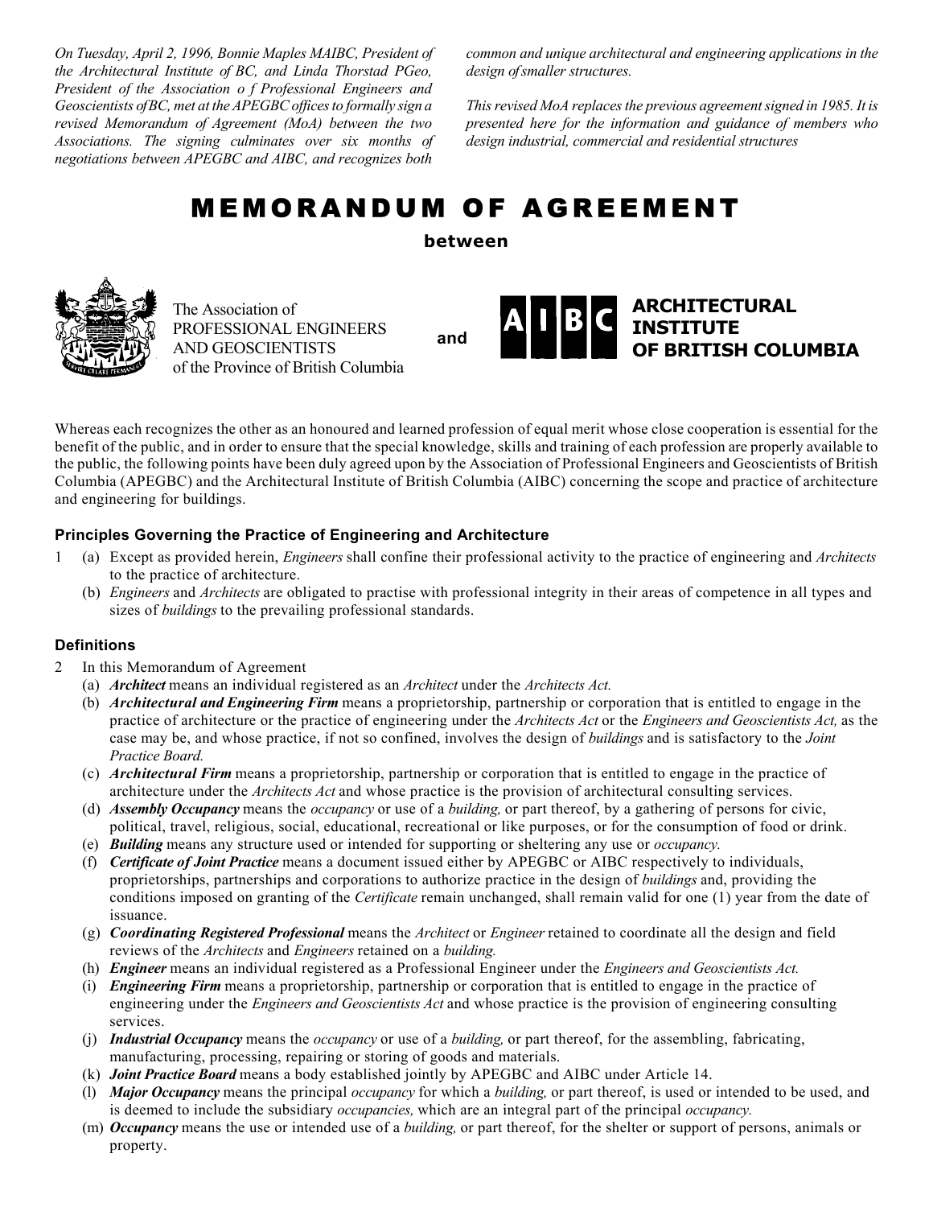*On Tuesday, April 2, 1996, Bonnie Maples MAIBC, President of the Architectural Institute of BC, and Linda Thorstad PGeo, President of the Association o f Professional Engineers and Geoscientists ofBC, met at the APEGBC offices to formally sign a revised Memorandum of Agreement (MoA) between the two Associations. The signing culminates over six months of negotiations between APEGBC and AIBC, and recognizes both common and unique architectural and engineering applications in the design ofsmaller structures.*

*This revised MoA replaces the previous agreement signed in 1985. It is presented here for the information and guidance of members who design industrial, commercial and residential structures*

# MEMORANDUM OF AGREEMENT

**between**

The Association of PROFESSIONAL ENGINEERS AND GEOSCIENTISTS of the Province of British Columbia

**and**

**ARCHITECTURAL INSTITUTE OF BRITISH COLUMBIA**

Whereas each recognizes the other as an honoured and learned profession of equal merit whose close cooperation is essential for the benefit of the public, and in order to ensure that the special knowledge, skills and training of each profession are properly available to the public, the following points have been duly agreed upon by the Association of Professional Engineers and Geoscientists of British Columbia (APEGBC) and the Architectural Institute of British Columbia (AIBC) concerning the scope and practice of architecture and engineering for buildings.

### Principles Governing the Practice of Engineering and Architecture

1 (a) Except as provided herein, *Engineers* shall confine their professional activity to the practice of engineering and *Architects* to the practice of architecture.
  (b) *Engineers* and *Architects* are obligated to practise with professional integrity in their areas of competence in all types and sizes of *buildings* to the prevailing professional standards.

### Definitions

2 In this Memorandum of Agreement
  (a) ***Architect*** means an individual registered as an *Architect* under the *Architects Act.*
  (b) ***Architectural and Engineering Firm*** means a proprietorship, partnership or corporation that is entitled to engage in the practice of architecture or the practice of engineering under the *Architects Act* or the *Engineers and Geoscientists Act,* as the case may be, and whose practice, if not so confined, involves the design of *buildings* and is satisfactory to the *Joint Practice Board.*
  (c) ***Architectural Firm*** means a proprietorship, partnership or corporation that is entitled to engage in the practice of architecture under the *Architects Act* and whose practice is the provision of architectural consulting services.
  (d) ***Assembly Occupancy*** means the *occupancy* or use of a *building,* or part thereof, by a gathering of persons for civic, political, travel, religious, social, educational, recreational or like purposes, or for the consumption of food or drink.
  (e) ***Building*** means any structure used or intended for supporting or sheltering any use or *occupancy.*
  (f) ***Certificate of Joint Practice*** means a document issued either by APEGBC or AIBC respectively to individuals, proprietorships, partnerships and corporations to authorize practice in the design of *buildings* and, providing the conditions imposed on granting of the *Certificate* remain unchanged, shall remain valid for one (1) year from the date of issuance.
  (g) ***Coordinating Registered Professional*** means the *Architect* or *Engineer* retained to coordinate all the design and field reviews of the *Architects* and *Engineers* retained on a *building.*
  (h) ***Engineer*** means an individual registered as a Professional Engineer under the *Engineers and Geoscientists Act.*
  (i) ***Engineering Firm*** means a proprietorship, partnership or corporation that is entitled to engage in the practice of engineering under the *Engineers and Geoscientists Act* and whose practice is the provision of engineering consulting services.
  (j) ***Industrial Occupancy*** means the *occupancy* or use of a *building,* or part thereof, for the assembling, fabricating, manufacturing, processing, repairing or storing of goods and materials.
  (k) ***Joint Practice Board*** means a body established jointly by APEGBC and AIBC under Article 14.
  (l) ***Major Occupancy*** means the principal *occupancy* for which a *building,* or part thereof, is used or intended to be used, and is deemed to include the subsidiary *occupancies,* which are an integral part of the principal *occupancy.*
  (m) ***Occupancy*** means the use or intended use of a *building,* or part thereof, for the shelter or support of persons, animals or property.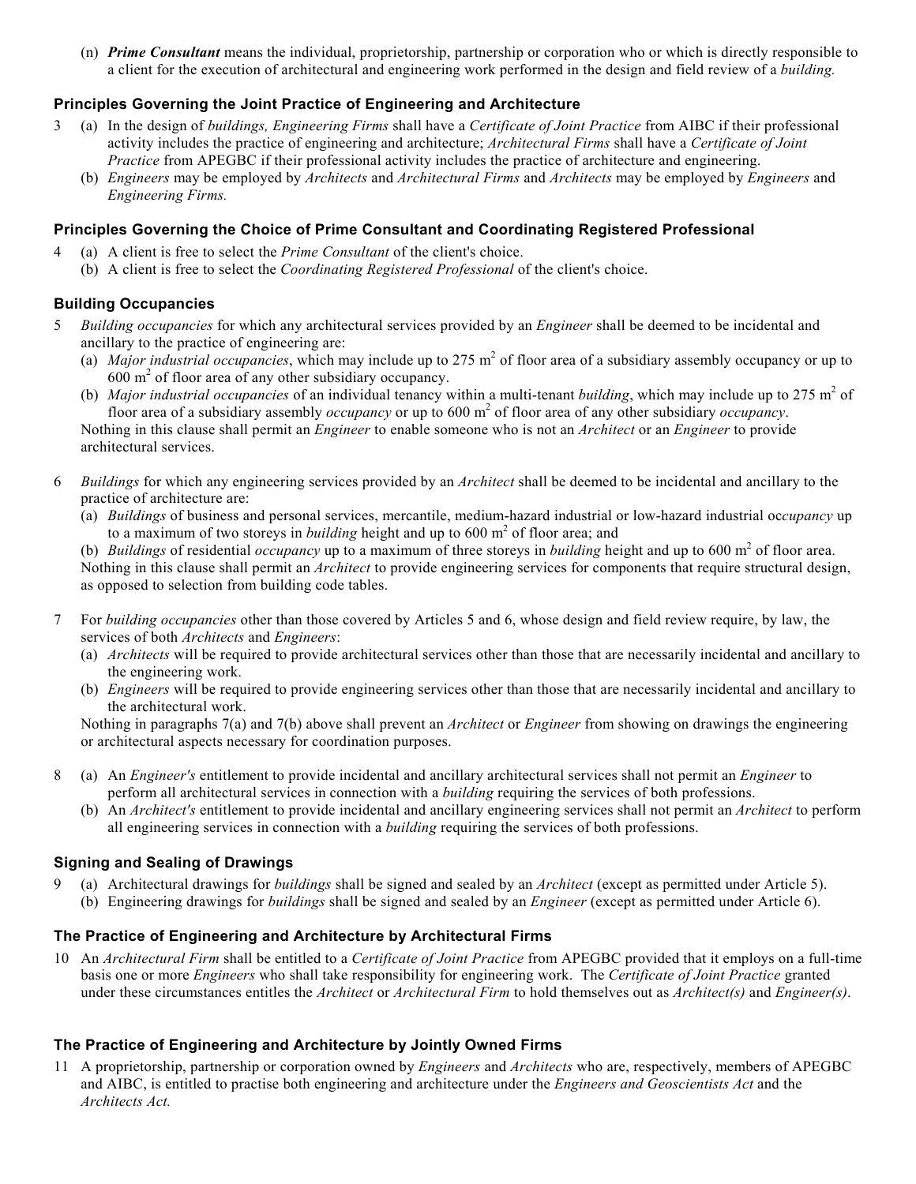(n) ***Prime Consultant*** means the individual, proprietorship, partnership or corporation who or which is directly responsible to a client for the execution of architectural and engineering work performed in the design and field review of a *building.*

### Principles Governing the Joint Practice of Engineering and Architecture

3 (a) In the design of *buildings, Engineering Firms* shall have a *Certificate of Joint Practice* from AIBC if their professional activity includes the practice of engineering and architecture; *Architectural Firms* shall have a *Certificate of Joint Practice* from APEGBC if their professional activity includes the practice of architecture and engineering.

(b) *Engineers* may be employed by *Architects* and *Architectural Firms* and *Architects* may be employed by *Engineers* and *Engineering Firms.*

### Principles Governing the Choice of Prime Consultant and Coordinating Registered Professional

4 (a) A client is free to select the *Prime Consultant* of the client's choice.

(b) A client is free to select the *Coordinating Registered Professional* of the client's choice.

### Building Occupancies

5 *Building occupancies* for which any architectural services provided by an *Engineer* shall be deemed to be incidental and ancillary to the practice of engineering are:

(a) *Major industrial occupancies*, which may include up to 275 $m^2$ of floor area of a subsidiary assembly occupancy or up to 600 $m^2$ of floor area of any other subsidiary occupancy.

(b) *Major industrial occupancies* of an individual tenancy within a multi-tenant *building*, which may include up to 275 $m^2$ of floor area of a subsidiary assembly *occupancy* or up to 600 $m^2$ of floor area of any other subsidiary *occupancy*.

Nothing in this clause shall permit an *Engineer* to enable someone who is not an *Architect* or an *Engineer* to provide architectural services.

6 *Buildings* for which any engineering services provided by an *Architect* shall be deemed to be incidental and ancillary to the practice of architecture are:

(a) *Buildings* of business and personal services, mercantile, medium-hazard industrial or low-hazard industrial oc*cupancy* up to a maximum of two storeys in *building* height and up to 600 $m^2$ of floor area; and

(b) *Buildings* of residential *occupancy* up to a maximum of three storeys in *building* height and up to 600 $m^2$ of floor area.

Nothing in this clause shall permit an *Architect* to provide engineering services for components that require structural design, as opposed to selection from building code tables.

7 For *building occupancies* other than those covered by Articles 5 and 6, whose design and field review require, by law, the services of both *Architects* and *Engineers*:

(a) *Architects* will be required to provide architectural services other than those that are necessarily incidental and ancillary to the engineering work.

(b) *Engineers* will be required to provide engineering services other than those that are necessarily incidental and ancillary to the architectural work.

Nothing in paragraphs 7(a) and 7(b) above shall prevent an *Architect* or *Engineer* from showing on drawings the engineering or architectural aspects necessary for coordination purposes.

8 (a) An *Engineer's* entitlement to provide incidental and ancillary architectural services shall not permit an *Engineer* to perform all architectural services in connection with a *building* requiring the services of both professions.

(b) An *Architect's* entitlement to provide incidental and ancillary engineering services shall not permit an *Architect* to perform all engineering services in connection with a *building* requiring the services of both professions.

### Signing and Sealing of Drawings

9 (a) Architectural drawings for *buildings* shall be signed and sealed by an *Architect* (except as permitted under Article 5).

(b) Engineering drawings for *buildings* shall be signed and sealed by an *Engineer* (except as permitted under Article 6).

### The Practice of Engineering and Architecture by Architectural Firms

10 An *Architectural Firm* shall be entitled to a *Certificate of Joint Practice* from APEGBC provided that it employs on a full-time basis one or more *Engineers* who shall take responsibility for engineering work. The *Certificate of Joint Practice* granted under these circumstances entitles the *Architect* or *Architectural Firm* to hold themselves out as *Architect(s)* and *Engineer(s)*.

### The Practice of Engineering and Architecture by Jointly Owned Firms

11 A proprietorship, partnership or corporation owned by *Engineers* and *Architects* who are, respectively, members of APEGBC and AIBC, is entitled to practise both engineering and architecture under the *Engineers and Geoscientists Act* and the *Architects Act.*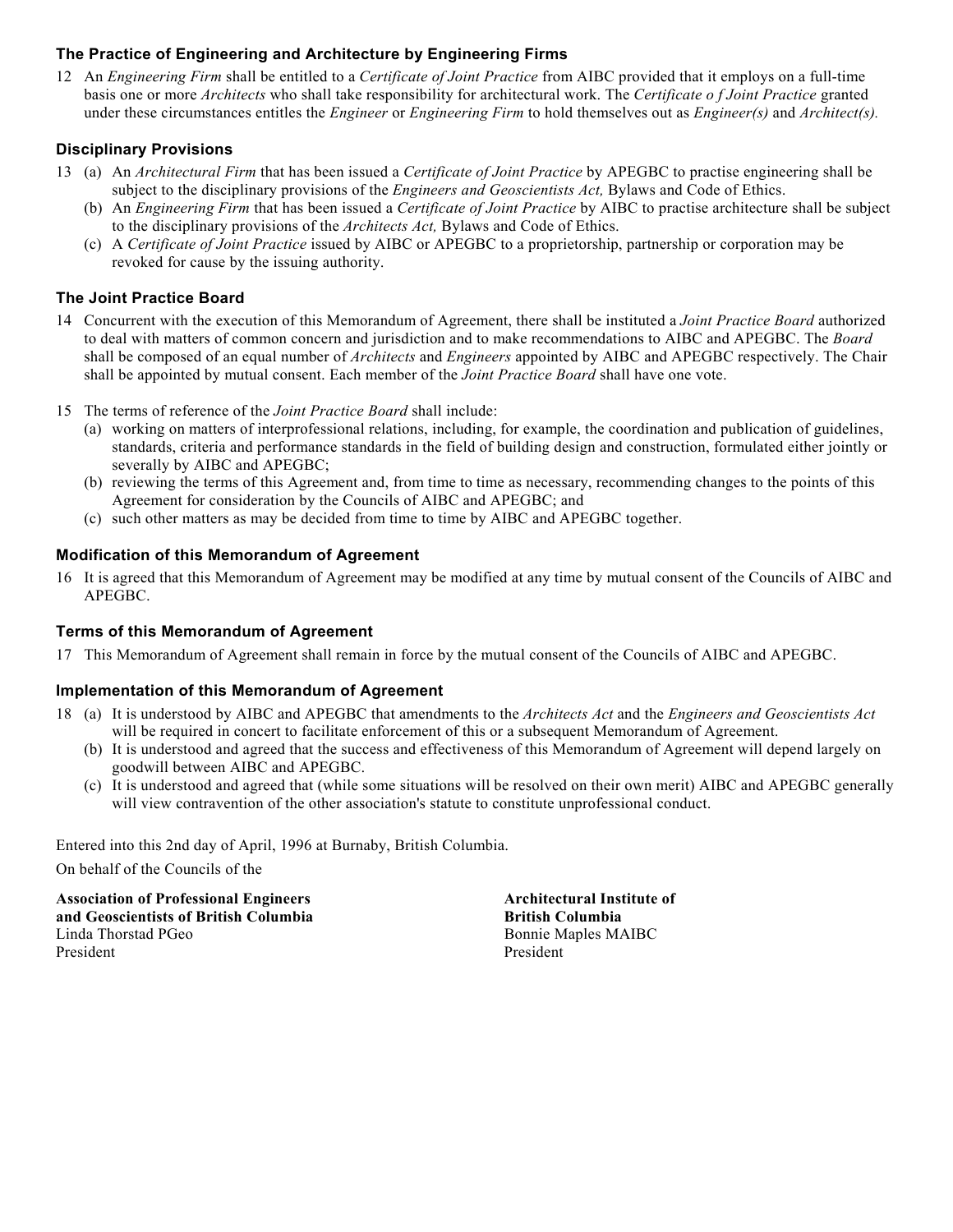### The Practice of Engineering and Architecture by Engineering Firms

12 An *Engineering Firm* shall be entitled to a *Certificate of Joint Practice* from AIBC provided that it employs on a full-time basis one or more *Architects* who shall take responsibility for architectural work. The *Certificate o f Joint Practice* granted under these circumstances entitles the *Engineer* or *Engineering Firm* to hold themselves out as *Engineer(s)* and *Architect(s).*

### Disciplinary Provisions

13 (a) An *Architectural Firm* that has been issued a *Certificate of Joint Practice* by APEGBC to practise engineering shall be subject to the disciplinary provisions of the *Engineers and Geoscientists Act,* Bylaws and Code of Ethics.

(b) An *Engineering Firm* that has been issued a *Certificate of Joint Practice* by AIBC to practise architecture shall be subject to the disciplinary provisions of the *Architects Act,* Bylaws and Code of Ethics.

(c) A *Certificate of Joint Practice* issued by AIBC or APEGBC to a proprietorship, partnership or corporation may be revoked for cause by the issuing authority.

### The Joint Practice Board

14 Concurrent with the execution of this Memorandum of Agreement, there shall be instituted a *Joint Practice Board* authorized to deal with matters of common concern and jurisdiction and to make recommendations to AIBC and APEGBC. The *Board* shall be composed of an equal number of *Architects* and *Engineers* appointed by AIBC and APEGBC respectively. The Chair shall be appointed by mutual consent. Each member of the *Joint Practice Board* shall have one vote.

15 The terms of reference of the *Joint Practice Board* shall include:

(a) working on matters of interprofessional relations, including, for example, the coordination and publication of guidelines, standards, criteria and performance standards in the field of building design and construction, formulated either jointly or severally by AIBC and APEGBC;

(b) reviewing the terms of this Agreement and, from time to time as necessary, recommending changes to the points of this Agreement for consideration by the Councils of AIBC and APEGBC; and

(c) such other matters as may be decided from time to time by AIBC and APEGBC together.

### Modification of this Memorandum of Agreement

16 It is agreed that this Memorandum of Agreement may be modified at any time by mutual consent of the Councils of AIBC and APEGBC.

### Terms of this Memorandum of Agreement

17 This Memorandum of Agreement shall remain in force by the mutual consent of the Councils of AIBC and APEGBC.

### Implementation of this Memorandum of Agreement

18 (a) It is understood by AIBC and APEGBC that amendments to the *Architects Act* and the *Engineers and Geoscientists Act* will be required in concert to facilitate enforcement of this or a subsequent Memorandum of Agreement.

(b) It is understood and agreed that the success and effectiveness of this Memorandum of Agreement will depend largely on goodwill between AIBC and APEGBC.

(c) It is understood and agreed that (while some situations will be resolved on their own merit) AIBC and APEGBC generally will view contravention of the other association's statute to constitute unprofessional conduct.

Entered into this 2nd day of April, 1996 at Burnaby, British Columbia.

On behalf of the Councils of the

**Association of Professional Engineers and Geoscientists of British Columbia**
Linda Thorstad PGeo
President

**Architectural Institute of British Columbia**
Bonnie Maples MAIBC
President